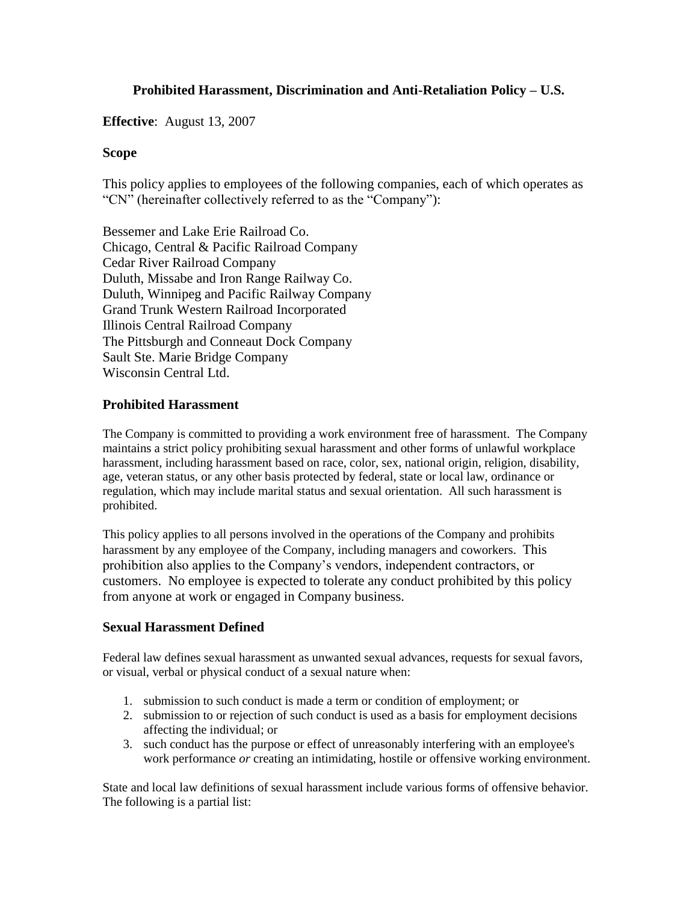# Prohibited Harassment, Discrimination and Anti-Retaliation Policy – U.S.

**Effective**: August 13, 2007

### Scope

This policy applies to employees of the following companies, each of which operates as "CN" (hereinafter collectively referred to as the "Company"):

Bessemer and Lake Erie Railroad Co.
Chicago, Central & Pacific Railroad Company
Cedar River Railroad Company
Duluth, Missabe and Iron Range Railway Co.
Duluth, Winnipeg and Pacific Railway Company
Grand Trunk Western Railroad Incorporated
Illinois Central Railroad Company
The Pittsburgh and Conneaut Dock Company
Sault Ste. Marie Bridge Company
Wisconsin Central Ltd.

### Prohibited Harassment

The Company is committed to providing a work environment free of harassment. The Company maintains a strict policy prohibiting sexual harassment and other forms of unlawful workplace harassment, including harassment based on race, color, sex, national origin, religion, disability, age, veteran status, or any other basis protected by federal, state or local law, ordinance or regulation, which may include marital status and sexual orientation. All such harassment is prohibited.

This policy applies to all persons involved in the operations of the Company and prohibits harassment by any employee of the Company, including managers and coworkers. This prohibition also applies to the Company's vendors, independent contractors, or customers. No employee is expected to tolerate any conduct prohibited by this policy from anyone at work or engaged in Company business.

### Sexual Harassment Defined

Federal law defines sexual harassment as unwanted sexual advances, requests for sexual favors, or visual, verbal or physical conduct of a sexual nature when:

1. submission to such conduct is made a term or condition of employment; or
2. submission to or rejection of such conduct is used as a basis for employment decisions affecting the individual; or
3. such conduct has the purpose or effect of unreasonably interfering with an employee's work performance *or* creating an intimidating, hostile or offensive working environment.

State and local law definitions of sexual harassment include various forms of offensive behavior. The following is a partial list: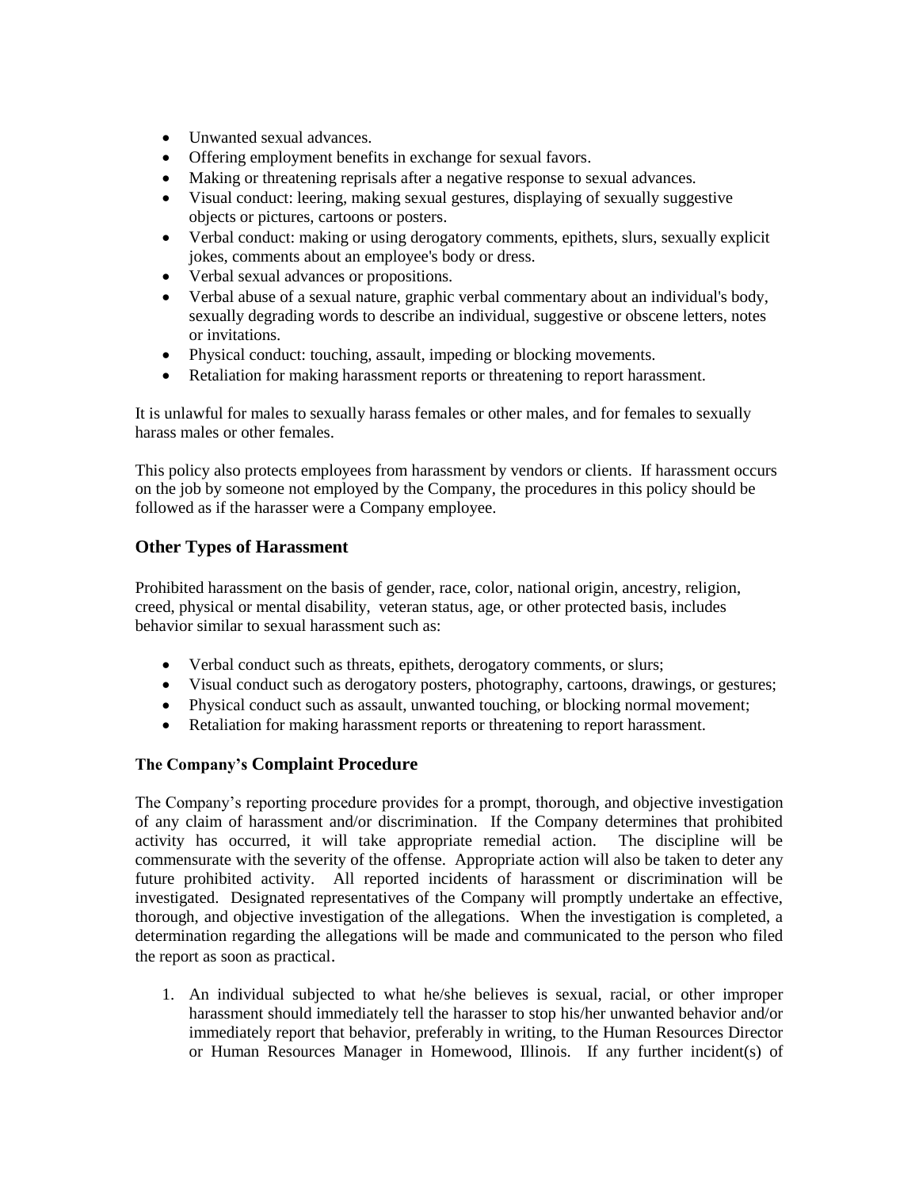- Unwanted sexual advances.
- Offering employment benefits in exchange for sexual favors.
- Making or threatening reprisals after a negative response to sexual advances.
- Visual conduct: leering, making sexual gestures, displaying of sexually suggestive objects or pictures, cartoons or posters.
- Verbal conduct: making or using derogatory comments, epithets, slurs, sexually explicit jokes, comments about an employee's body or dress.
- Verbal sexual advances or propositions.
- Verbal abuse of a sexual nature, graphic verbal commentary about an individual's body, sexually degrading words to describe an individual, suggestive or obscene letters, notes or invitations.
- Physical conduct: touching, assault, impeding or blocking movements.
- Retaliation for making harassment reports or threatening to report harassment.

It is unlawful for males to sexually harass females or other males, and for females to sexually harass males or other females.

This policy also protects employees from harassment by vendors or clients. If harassment occurs on the job by someone not employed by the Company, the procedures in this policy should be followed as if the harasser were a Company employee.

## Other Types of Harassment

Prohibited harassment on the basis of gender, race, color, national origin, ancestry, religion, creed, physical or mental disability, veteran status, age, or other protected basis, includes behavior similar to sexual harassment such as:

- Verbal conduct such as threats, epithets, derogatory comments, or slurs;
- Visual conduct such as derogatory posters, photography, cartoons, drawings, or gestures;
- Physical conduct such as assault, unwanted touching, or blocking normal movement;
- Retaliation for making harassment reports or threatening to report harassment.

### The Company's Complaint Procedure

The Company's reporting procedure provides for a prompt, thorough, and objective investigation of any claim of harassment and/or discrimination. If the Company determines that prohibited activity has occurred, it will take appropriate remedial action. The discipline will be commensurate with the severity of the offense. Appropriate action will also be taken to deter any future prohibited activity. All reported incidents of harassment or discrimination will be investigated. Designated representatives of the Company will promptly undertake an effective, thorough, and objective investigation of the allegations. When the investigation is completed, a determination regarding the allegations will be made and communicated to the person who filed the report as soon as practical.

1. An individual subjected to what he/she believes is sexual, racial, or other improper harassment should immediately tell the harasser to stop his/her unwanted behavior and/or immediately report that behavior, preferably in writing, to the Human Resources Director or Human Resources Manager in Homewood, Illinois. If any further incident(s) of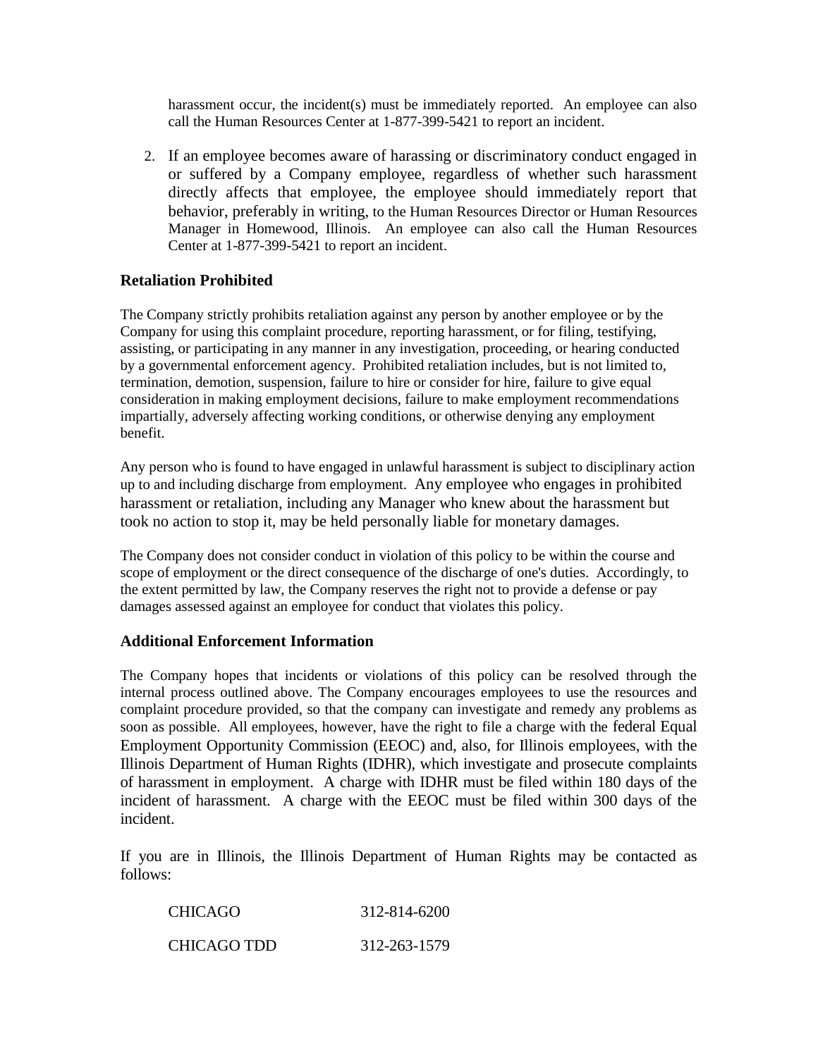harassment occur, the incident(s) must be immediately reported. An employee can also call the Human Resources Center at 1-877-399-5421 to report an incident.

2. If an employee becomes aware of harassing or discriminatory conduct engaged in or suffered by a Company employee, regardless of whether such harassment directly affects that employee, the employee should immediately report that behavior, preferably in writing, to the Human Resources Director or Human Resources Manager in Homewood, Illinois. An employee can also call the Human Resources Center at 1-877-399-5421 to report an incident.

## Retaliation Prohibited

The Company strictly prohibits retaliation against any person by another employee or by the Company for using this complaint procedure, reporting harassment, or for filing, testifying, assisting, or participating in any manner in any investigation, proceeding, or hearing conducted by a governmental enforcement agency. Prohibited retaliation includes, but is not limited to, termination, demotion, suspension, failure to hire or consider for hire, failure to give equal consideration in making employment decisions, failure to make employment recommendations impartially, adversely affecting working conditions, or otherwise denying any employment benefit.

Any person who is found to have engaged in unlawful harassment is subject to disciplinary action up to and including discharge from employment. Any employee who engages in prohibited harassment or retaliation, including any Manager who knew about the harassment but took no action to stop it, may be held personally liable for monetary damages.

The Company does not consider conduct in violation of this policy to be within the course and scope of employment or the direct consequence of the discharge of one's duties. Accordingly, to the extent permitted by law, the Company reserves the right not to provide a defense or pay damages assessed against an employee for conduct that violates this policy.

## Additional Enforcement Information

The Company hopes that incidents or violations of this policy can be resolved through the internal process outlined above. The Company encourages employees to use the resources and complaint procedure provided, so that the company can investigate and remedy any problems as soon as possible. All employees, however, have the right to file a charge with the federal Equal Employment Opportunity Commission (EEOC) and, also, for Illinois employees, with the Illinois Department of Human Rights (IDHR), which investigate and prosecute complaints of harassment in employment. A charge with IDHR must be filed within 180 days of the incident of harassment. A charge with the EEOC must be filed within 300 days of the incident.

If you are in Illinois, the Illinois Department of Human Rights may be contacted as follows:

| | |
|---|---|
| CHICAGO | 312-814-6200 |
| CHICAGO TDD | 312-263-1579 |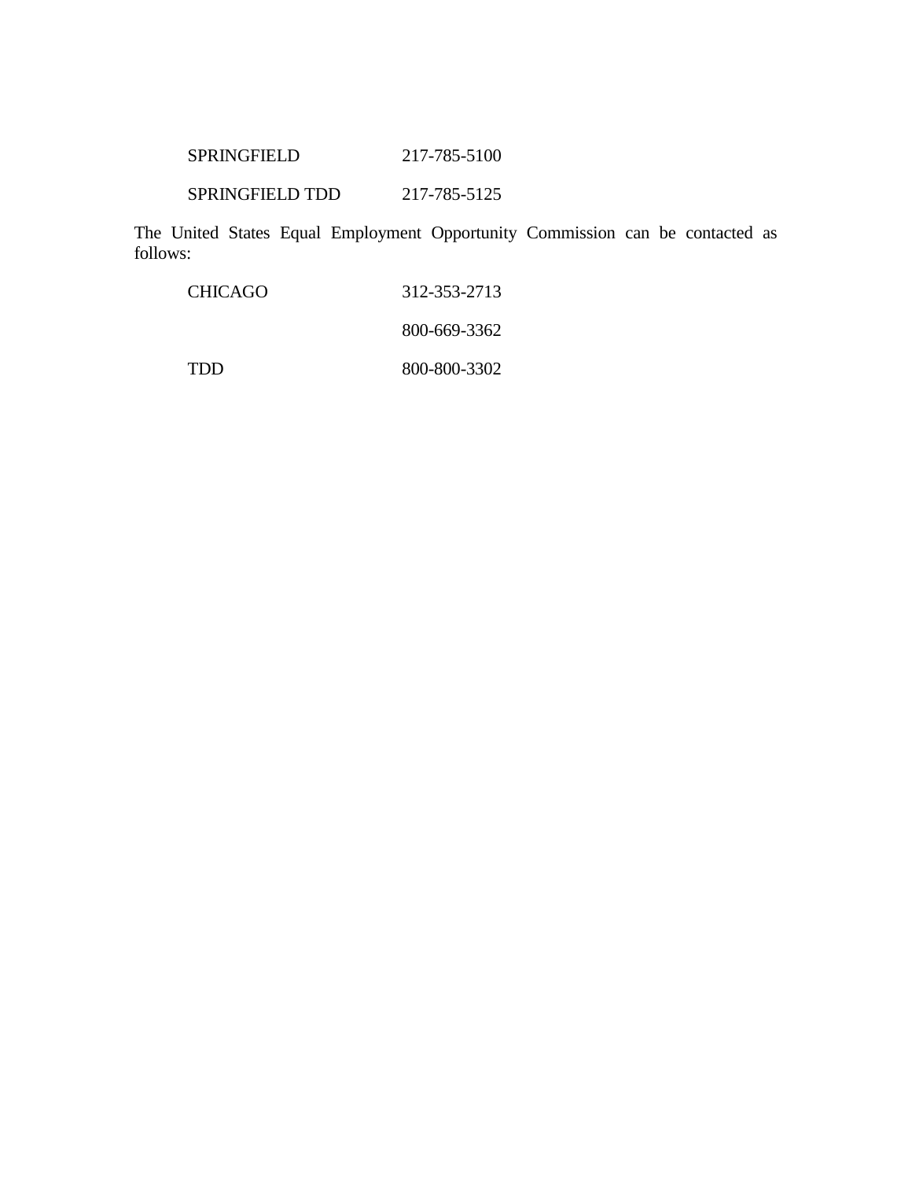| | |
|---|---|
| SPRINGFIELD | 217-785-5100 |
| SPRINGFIELD TDD | 217-785-5125 |

The United States Equal Employment Opportunity Commission can be contacted as follows:

| | |
|---|---|
| CHICAGO | 312-353-2713 |
| | 800-669-3362 |
| TDD | 800-800-3302 |